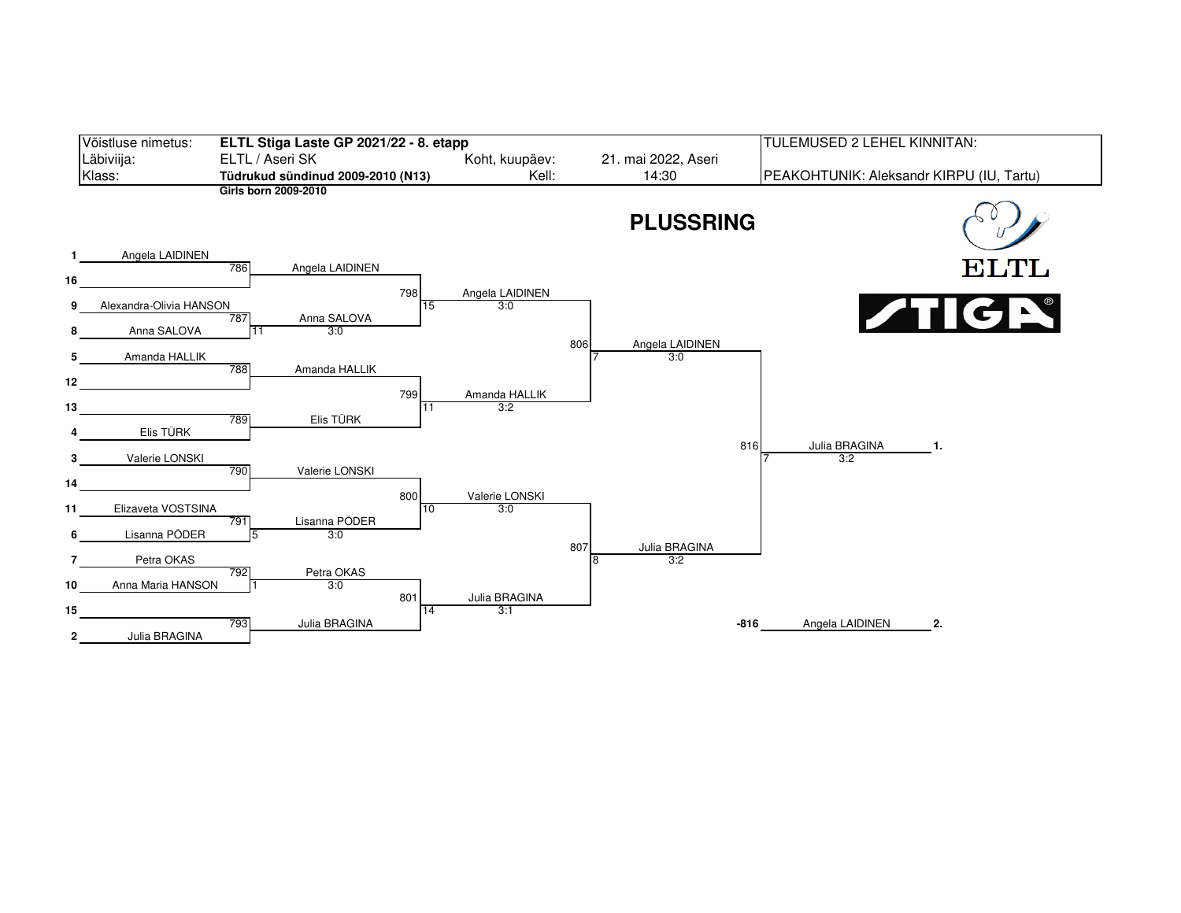| Võistluse nimetus: | **ELTL Stiga Laste GP 2021/22 - 8. etapp** | | | TULEMUSED 2 LEHEL KINNITAN: |
|---|---|---|---|---|
| Läbiviija: | ELTL / Aseri SK | Koht, kuupäev: | 21. mai 2022, Aseri | |
| Klass: | **Tüdrukud sündinud 2009-2010 (N13)** | Kell: | 14:30 | PEAKOHTUNIK: Aleksandr KIRPU (IU, Tartu) |

**Girls born 2009-2010**

# PLUSSRING

ELTL

STIGA®

## Esimene ring

| Asetus | Mängija | Mäng | Võitja | Skoor | Laud |
|---|---|---|---|---|---|
| 1 | Angela LAIDINEN | 786 | Angela LAIDINEN | | |
| 16 | | | | | |
| 9 | Alexandra-Olivia HANSON | 787 | Anna SALOVA | 3:0 | 11 |
| 8 | Anna SALOVA | | | | |
| 5 | Amanda HALLIK | 788 | Amanda HALLIK | | |
| 12 | | | | | |
| 13 | | 789 | Elis TÜRK | | |
| 4 | Elis TÜRK | | | | |
| 3 | Valerie LONSKI | 790 | Valerie LONSKI | | |
| 14 | | | | | |
| 11 | Elizaveta VOSTSINA | 791 | Lisanna PÕDER | 3:0 | 5 |
| 6 | Lisanna PÕDER | | | | |
| 7 | Petra OKAS | 792 | Petra OKAS | 3:0 | 1 |
| 10 | Anna Maria HANSON | | | | |
| 15 | | 793 | Julia BRAGINA | | |
| 2 | Julia BRAGINA | | | | |

## Teine ring

| Mäng | Võitja | Skoor | Laud |
|---|---|---|---|
| 798 | Angela LAIDINEN | 3:0 | 15 |
| 799 | Amanda HALLIK | 3:2 | 11 |
| 800 | Valerie LONSKI | 3:0 | 10 |
| 801 | Julia BRAGINA | 3:1 | 14 |

## Poolfinaal

| Mäng | Võitja | Skoor | Laud |
|---|---|---|---|
| 806 | Angela LAIDINEN | 3:0 | 7 |
| 807 | Julia BRAGINA | 3:2 | 8 |

## Finaal

| Mäng | Mängija | Skoor | Laud | Koht |
|---|---|---|---|---|
| 816 | Julia BRAGINA | 3:2 | 7 | 1. |
| -816 | Angela LAIDINEN | | | 2. |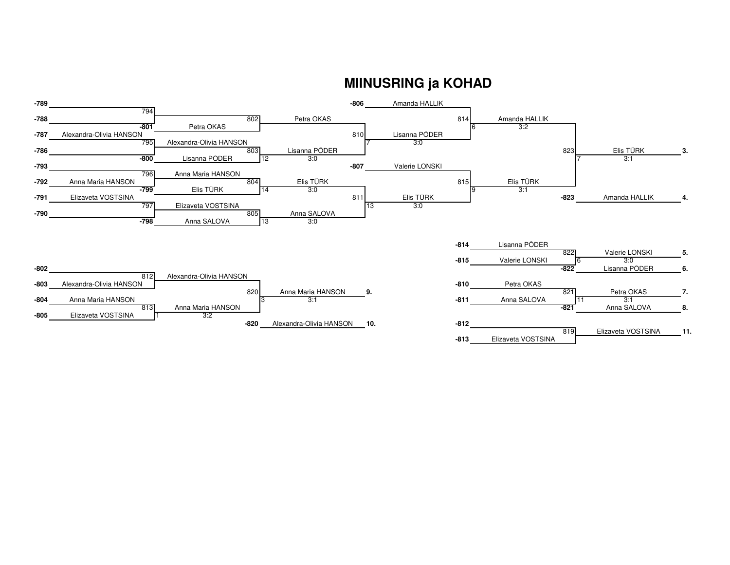# MIINUSRING ja KOHAD

-789
794
-788
-801 Petra OKAS
802 Petra OKAS
-787 Alexandra-Olivia HANSON
795 Alexandra-Olivia HANSON
-786
-800 Lisanna PÕDER
803 Lisanna PÕDER
12 3:0
-793
796 Anna Maria HANSON
-792 Anna Maria HANSON
-799 Elis TÜRK
804 Elis TÜRK
14 3:0
-791 Elizaveta VOSTSINA
797 Elizaveta VOSTSINA
-790
-798 Anna SALOVA
805 Anna SALOVA
13 3:0

-806 Amanda HALLIK
810 Lisanna PÕDER
7 3:0
-807 Valerie LONSKI
811 Elis TÜRK
13 3:0

814 Amanda HALLIK
6 3:2
815 Elis TÜRK
9 3:1

823 Elis TÜRK 3.
7 3:1
-823 Amanda HALLIK 4.

-814 Lisanna PÕDER
822 Valerie LONSKI 5.
-815 Valerie LONSKI
6 3:0
-822 Lisanna PÕDER 6.

-810 Petra OKAS
821 Petra OKAS 7.
-811 Anna SALOVA
11 3:1
-821 Anna SALOVA 8.

-812
819 Elizaveta VOSTSINA 11.
-813 Elizaveta VOSTSINA

-802
812 Alexandra-Olivia HANSON
-803 Alexandra-Olivia HANSON
820 Anna Maria HANSON 9.
-804 Anna Maria HANSON
3 3:1
813 Anna Maria HANSON
-805 Elizaveta VOSTSINA
1 3:2
-820 Alexandra-Olivia HANSON 10.